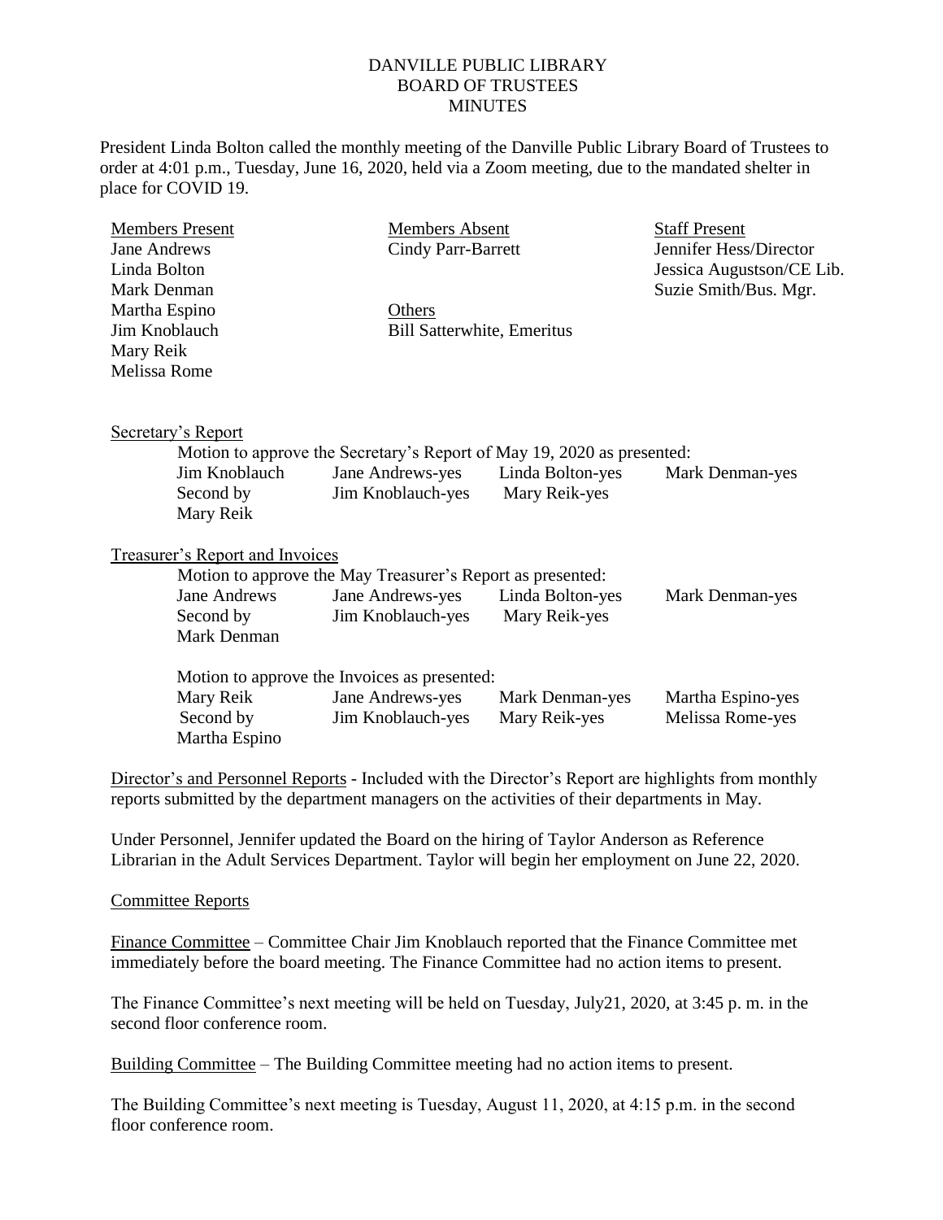# DANVILLE PUBLIC LIBRARY
## BOARD OF TRUSTEES
## MINUTES

President Linda Bolton called the monthly meeting of the Danville Public Library Board of Trustees to order at 4:01 p.m., Tuesday, June 16, 2020, held via a Zoom meeting, due to the mandated shelter in place for COVID 19.

| Members Present | Members Absent | Staff Present |
|---|---|---|
| Jane Andrews | Cindy Parr-Barrett | Jennifer Hess/Director |
| Linda Bolton | | Jessica Augustson/CE Lib. |
| Mark Denman | | Suzie Smith/Bus. Mgr. |
| Martha Espino | Others | |
| Jim Knoblauch | Bill Satterwhite, Emeritus | |
| Mary Reik | | |
| Melissa Rome | | |

Secretary's Report

Motion to approve the Secretary's Report of May 19, 2020 as presented:

| | | | |
|---|---|---|---|
| Jim Knoblauch | Jane Andrews-yes | Linda Bolton-yes | Mark Denman-yes |
| Second by | Jim Knoblauch-yes | Mary Reik-yes | |
| Mary Reik | | | |

Treasurer's Report and Invoices

Motion to approve the May Treasurer's Report as presented:

| | | | |
|---|---|---|---|
| Jane Andrews | Jane Andrews-yes | Linda Bolton-yes | Mark Denman-yes |
| Second by | Jim Knoblauch-yes | Mary Reik-yes | |
| Mark Denman | | | |

Motion to approve the Invoices as presented:

| | | | |
|---|---|---|---|
| Mary Reik | Jane Andrews-yes | Mark Denman-yes | Martha Espino-yes |
| Second by | Jim Knoblauch-yes | Mary Reik-yes | Melissa Rome-yes |
| Martha Espino | | | |

Director's and Personnel Reports - Included with the Director's Report are highlights from monthly reports submitted by the department managers on the activities of their departments in May.

Under Personnel, Jennifer updated the Board on the hiring of Taylor Anderson as Reference Librarian in the Adult Services Department. Taylor will begin her employment on June 22, 2020.

Committee Reports

Finance Committee – Committee Chair Jim Knoblauch reported that the Finance Committee met immediately before the board meeting. The Finance Committee had no action items to present.

The Finance Committee's next meeting will be held on Tuesday, July21, 2020, at 3:45 p. m. in the second floor conference room.

Building Committee – The Building Committee meeting had no action items to present.

The Building Committee's next meeting is Tuesday, August 11, 2020, at 4:15 p.m. in the second floor conference room.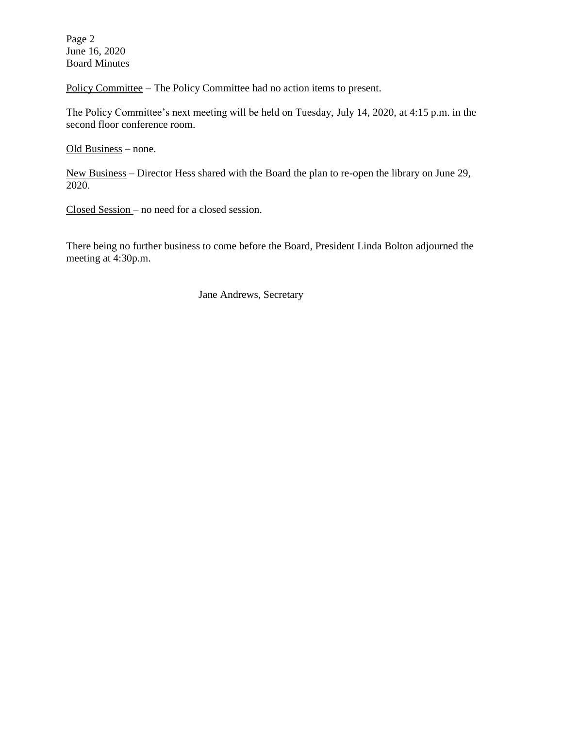Policy Committee – The Policy Committee had no action items to present.

The Policy Committee's next meeting will be held on Tuesday, July 14, 2020, at 4:15 p.m. in the second floor conference room.

Old Business – none.

New Business – Director Hess shared with the Board the plan to re-open the library on June 29, 2020.

Closed Session – no need for a closed session.

There being no further business to come before the Board, President Linda Bolton adjourned the meeting at 4:30p.m.

Jane Andrews, Secretary